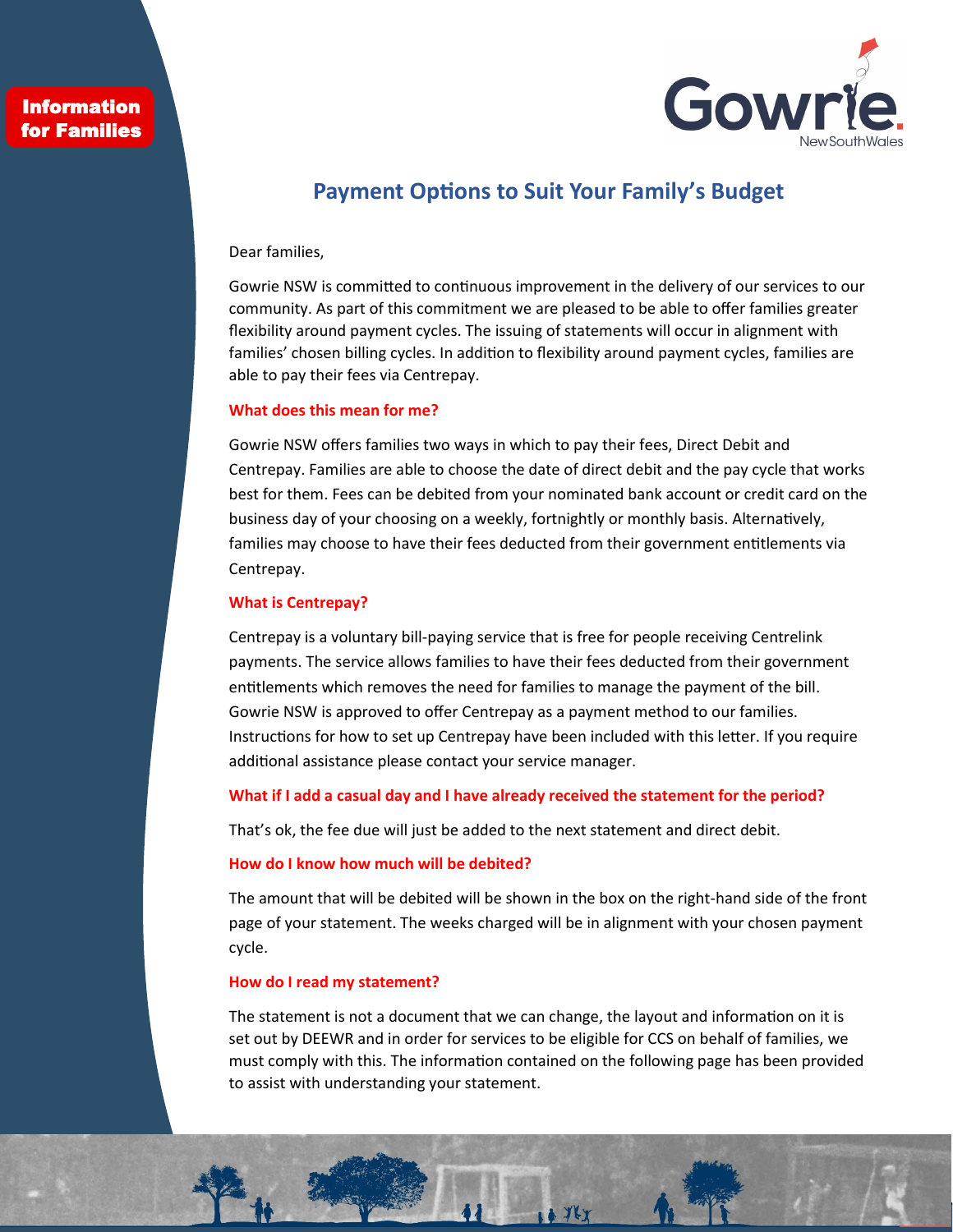**Information for Families**

# Payment Options to Suit Your Family's Budget

Dear families,

Gowrie NSW is committed to continuous improvement in the delivery of our services to our community. As part of this commitment we are pleased to be able to offer families greater flexibility around payment cycles. The issuing of statements will occur in alignment with families' chosen billing cycles. In addition to flexibility around payment cycles, families are able to pay their fees via Centrepay.

## What does this mean for me?

Gowrie NSW offers families two ways in which to pay their fees, Direct Debit and Centrepay. Families are able to choose the date of direct debit and the pay cycle that works best for them. Fees can be debited from your nominated bank account or credit card on the business day of your choosing on a weekly, fortnightly or monthly basis. Alternatively, families may choose to have their fees deducted from their government entitlements via Centrepay.

## What is Centrepay?

Centrepay is a voluntary bill-paying service that is free for people receiving Centrelink payments. The service allows families to have their fees deducted from their government entitlements which removes the need for families to manage the payment of the bill. Gowrie NSW is approved to offer Centrepay as a payment method to our families. Instructions for how to set up Centrepay have been included with this letter. If you require additional assistance please contact your service manager.

## What if I add a casual day and I have already received the statement for the period?

That's ok, the fee due will just be added to the next statement and direct debit.

## How do I know how much will be debited?

The amount that will be debited will be shown in the box on the right-hand side of the front page of your statement. The weeks charged will be in alignment with your chosen payment cycle.

## How do I read my statement?

The statement is not a document that we can change, the layout and information on it is set out by DEEWR and in order for services to be eligible for CCS on behalf of families, we must comply with this. The information contained on the following page has been provided to assist with understanding your statement.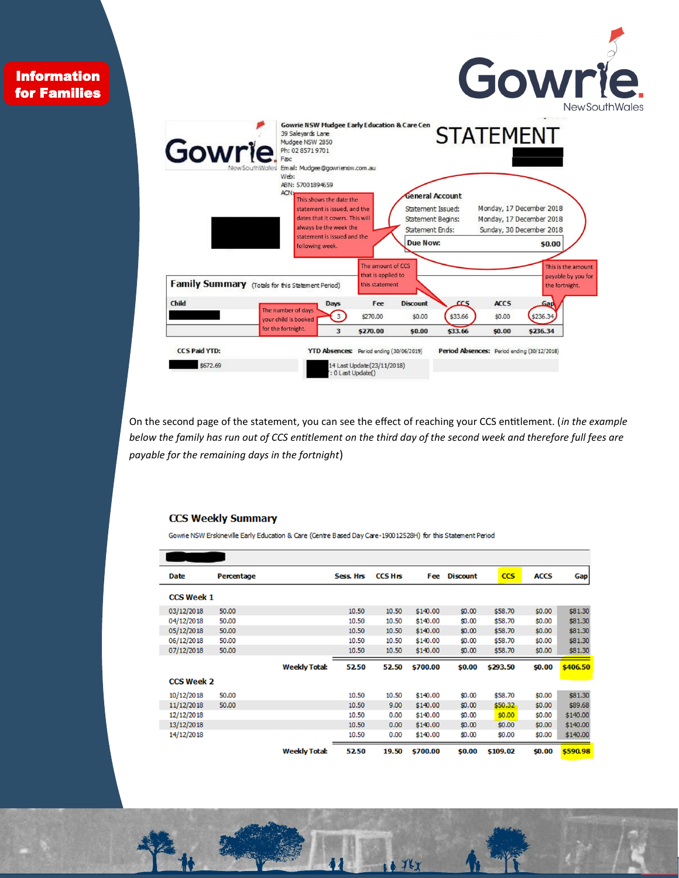**Information for Families**

**Gowrie** NewSouthWales

Gowrie NSW Mudgee Early Education & Care Cen
39 Saleyards Lane
Mudgee NSW 2850
Ph: 02 8571 9701
Fax:
Email: Mudgee@gowriensw.com.au
Web:
ABN: 57001894659
ACN:

# STATEMENT

This shows the date the statement is issued, and the dates that it covers. This will always be the week the statement is issued and the following week.

**General Account**

| | |
|---|---|
| Statement Issued: | Monday, 17 December 2018 |
| Statement Begins: | Monday, 17 December 2018 |
| Statement Ends: | Sunday, 30 December 2018 |
| **Due Now:** | **$0.00** |

The amount of CCS that is applied to this statement

This is the amount payable by you for the fortnight.

The number of days your child is booked for the fortnight.

**Family Summary** (Totals for this Statement Period)

| Child | Days | Fee | Discount | CCS | ACCS | Gap |
|---|---|---|---|---|---|---|
| | 3 | $270.00 | $0.00 | $33.66 | $0.00 | $236.34 |
| | **3** | **$270.00** | **$0.00** | **$33.66** | **$0.00** | **$236.34** |

| CCS Paid YTD: | YTD Absences: Period ending (30/06/2019) | Period Absences: Period ending (30/12/2018) |
|---|---|---|
| $672.69 | 14 Last Update(23/11/2018) : 0 Last Update() | |

On the second page of the statement, you can see the effect of reaching your CCS entitlement. (*in the example below the family has run out of CCS entitlement on the third day of the second week and therefore full fees are payable for the remaining days in the fortnight*)

## CCS Weekly Summary

Gowrie NSW Erskineville Early Education & Care (Centre Based Day Care-190012528H) for this Statement Period

| Date | Percentage | | Sess. Hrs | CCS Hrs | Fee | Discount | CCS | ACCS | Gap |
|---|---|---|---|---|---|---|---|---|---|
| **CCS Week 1** | | | | | | | | | |
| 03/12/2018 | 50.00 | | 10.50 | 10.50 | $140.00 | $0.00 | $58.70 | $0.00 | $81.30 |
| 04/12/2018 | 50.00 | | 10.50 | 10.50 | $140.00 | $0.00 | $58.70 | $0.00 | $81.30 |
| 05/12/2018 | 50.00 | | 10.50 | 10.50 | $140.00 | $0.00 | $58.70 | $0.00 | $81.30 |
| 06/12/2018 | 50.00 | | 10.50 | 10.50 | $140.00 | $0.00 | $58.70 | $0.00 | $81.30 |
| 07/12/2018 | 50.00 | | 10.50 | 10.50 | $140.00 | $0.00 | $58.70 | $0.00 | $81.30 |
| | | **Weekly Total:** | **52.50** | **52.50** | **$700.00** | **$0.00** | **$293.50** | **$0.00** | **$406.50** |
| **CCS Week 2** | | | | | | | | | |
| 10/12/2018 | 50.00 | | 10.50 | 10.50 | $140.00 | $0.00 | $58.70 | $0.00 | $81.30 |
| 11/12/2018 | 50.00 | | 10.50 | 9.00 | $140.00 | $0.00 | $50.32 | $0.00 | $89.68 |
| 12/12/2018 | | | 10.50 | 0.00 | $140.00 | $0.00 | $0.00 | $0.00 | $140.00 |
| 13/12/2018 | | | 10.50 | 0.00 | $140.00 | $0.00 | $0.00 | $0.00 | $140.00 |
| 14/12/2018 | | | 10.50 | 0.00 | $140.00 | $0.00 | $0.00 | $0.00 | $140.00 |
| | | **Weekly Total:** | **52.50** | **19.50** | **$700.00** | **$0.00** | **$109.02** | **$0.00** | **$590.98** |